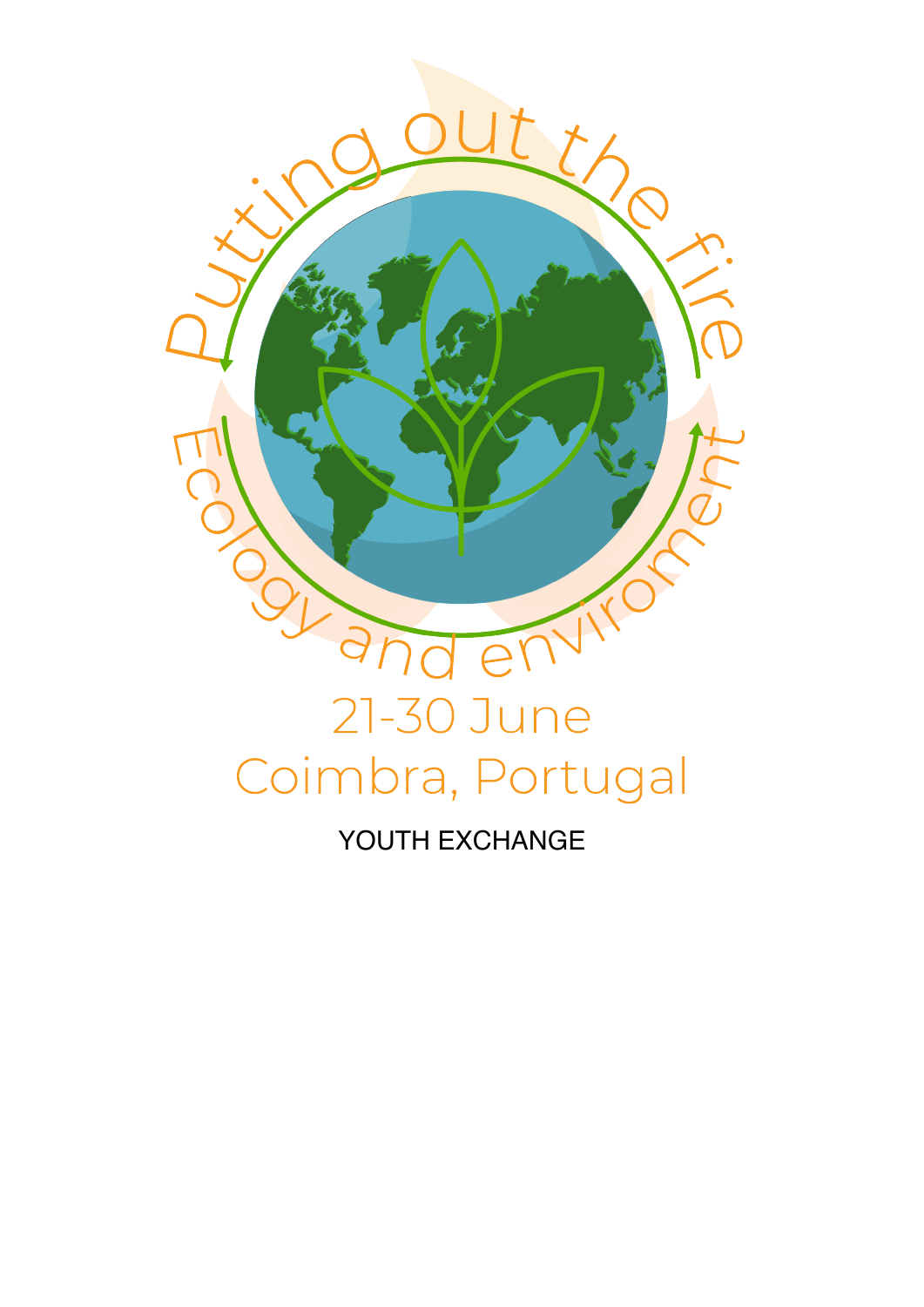# Putting out the fire

## Ecology and enviroment

21-30 June

Coimbra, Portugal

YOUTH EXCHANGE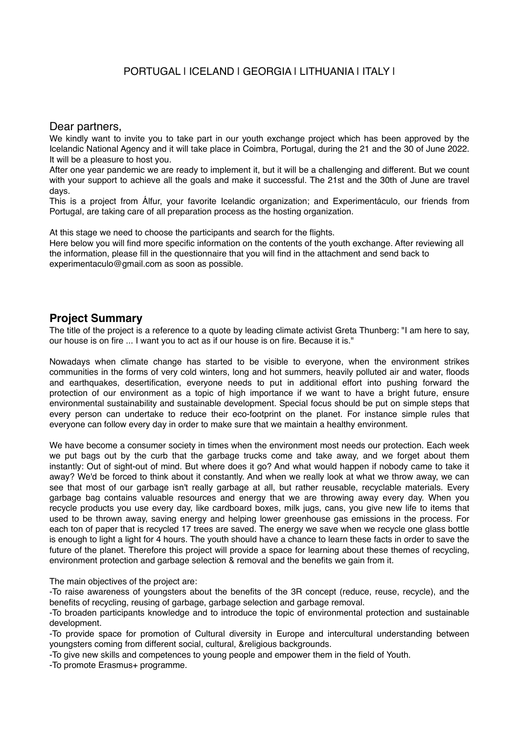PORTUGAL | ICELAND | GEORGIA | LITHUANIA | ITALY |

Dear partners,

We kindly want to invite you to take part in our youth exchange project which has been approved by the Icelandic National Agency and it will take place in Coimbra, Portugal, during the 21 and the 30 of June 2022. It will be a pleasure to host you.

After one year pandemic we are ready to implement it, but it will be a challenging and different. But we count with your support to achieve all the goals and make it successful. The 21st and the 30th of June are travel days.

This is a project from Álfur, your favorite Icelandic organization; and Experimentáculo, our friends from Portugal, are taking care of all preparation process as the hosting organization.

At this stage we need to choose the participants and search for the flights.

Here below you will find more specific information on the contents of the youth exchange. After reviewing all the information, please fill in the questionnaire that you will find in the attachment and send back to experimentaculo@gmail.com as soon as possible.

## Project Summary

The title of the project is a reference to a quote by leading climate activist Greta Thunberg: "I am here to say, our house is on fire ... I want you to act as if our house is on fire. Because it is."

Nowadays when climate change has started to be visible to everyone, when the environment strikes communities in the forms of very cold winters, long and hot summers, heavily polluted air and water, floods and earthquakes, desertification, everyone needs to put in additional effort into pushing forward the protection of our environment as a topic of high importance if we want to have a bright future, ensure environmental sustainability and sustainable development. Special focus should be put on simple steps that every person can undertake to reduce their eco-footprint on the planet. For instance simple rules that everyone can follow every day in order to make sure that we maintain a healthy environment.

We have become a consumer society in times when the environment most needs our protection. Each week we put bags out by the curb that the garbage trucks come and take away, and we forget about them instantly: Out of sight-out of mind. But where does it go? And what would happen if nobody came to take it away? We'd be forced to think about it constantly. And when we really look at what we throw away, we can see that most of our garbage isn't really garbage at all, but rather reusable, recyclable materials. Every garbage bag contains valuable resources and energy that we are throwing away every day. When you recycle products you use every day, like cardboard boxes, milk jugs, cans, you give new life to items that used to be thrown away, saving energy and helping lower greenhouse gas emissions in the process. For each ton of paper that is recycled 17 trees are saved. The energy we save when we recycle one glass bottle is enough to light a light for 4 hours. The youth should have a chance to learn these facts in order to save the future of the planet. Therefore this project will provide a space for learning about these themes of recycling, environment protection and garbage selection & removal and the benefits we gain from it.

The main objectives of the project are:

-To raise awareness of youngsters about the benefits of the 3R concept (reduce, reuse, recycle), and the benefits of recycling, reusing of garbage, garbage selection and garbage removal.

-To broaden participants knowledge and to introduce the topic of environmental protection and sustainable development.

-To provide space for promotion of Cultural diversity in Europe and intercultural understanding between youngsters coming from different social, cultural, &religious backgrounds.

-To give new skills and competences to young people and empower them in the field of Youth.

-To promote Erasmus+ programme.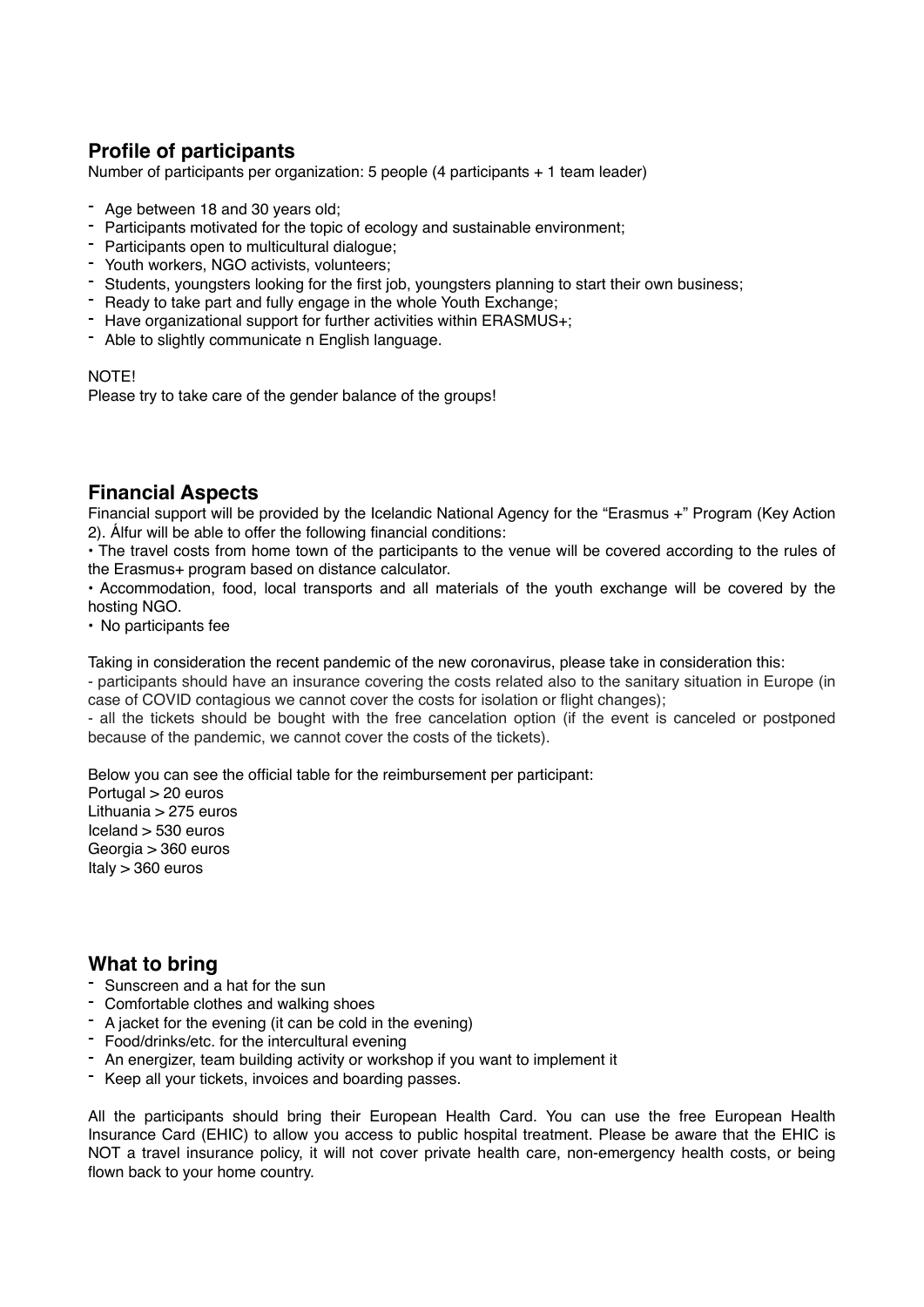## Profile of participants

Number of participants per organization: 5 people (4 participants + 1 team leader)

- Age between 18 and 30 years old;
- Participants motivated for the topic of ecology and sustainable environment;
- Participants open to multicultural dialogue;
- Youth workers, NGO activists, volunteers;
- Students, youngsters looking for the first job, youngsters planning to start their own business;
- Ready to take part and fully engage in the whole Youth Exchange;
- Have organizational support for further activities within ERASMUS+;
- Able to slightly communicate n English language.

NOTE!
Please try to take care of the gender balance of the groups!

## Financial Aspects

Financial support will be provided by the Icelandic National Agency for the "Erasmus +" Program (Key Action 2). Álfur will be able to offer the following financial conditions:

• The travel costs from home town of the participants to the venue will be covered according to the rules of the Erasmus+ program based on distance calculator.

• Accommodation, food, local transports and all materials of the youth exchange will be covered by the hosting NGO.

• No participants fee

Taking in consideration the recent pandemic of the new coronavirus, please take in consideration this:

- participants should have an insurance covering the costs related also to the sanitary situation in Europe (in case of COVID contagious we cannot cover the costs for isolation or flight changes);
- all the tickets should be bought with the free cancelation option (if the event is canceled or postponed because of the pandemic, we cannot cover the costs of the tickets).

Below you can see the official table for the reimbursement per participant:
Portugal > 20 euros
Lithuania > 275 euros
Iceland > 530 euros
Georgia > 360 euros
Italy > 360 euros

## What to bring

- Sunscreen and a hat for the sun
- Comfortable clothes and walking shoes
- A jacket for the evening (it can be cold in the evening)
- Food/drinks/etc. for the intercultural evening
- An energizer, team building activity or workshop if you want to implement it
- Keep all your tickets, invoices and boarding passes.

All the participants should bring their European Health Card. You can use the free European Health Insurance Card (EHIC) to allow you access to public hospital treatment. Please be aware that the EHIC is NOT a travel insurance policy, it will not cover private health care, non-emergency health costs, or being flown back to your home country.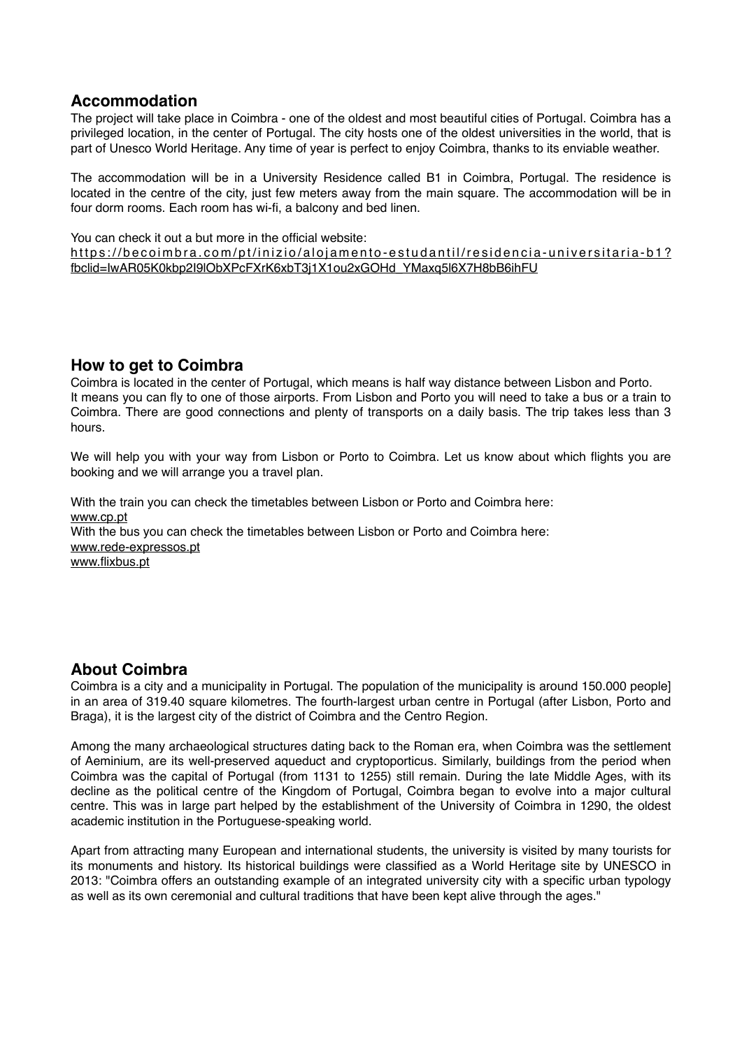## Accommodation

The project will take place in Coimbra - one of the oldest and most beautiful cities of Portugal. Coimbra has a privileged location, in the center of Portugal. The city hosts one of the oldest universities in the world, that is part of Unesco World Heritage. Any time of year is perfect to enjoy Coimbra, thanks to its enviable weather.

The accommodation will be in a University Residence called B1 in Coimbra, Portugal. The residence is located in the centre of the city, just few meters away from the main square. The accommodation will be in four dorm rooms. Each room has wi-fi, a balcony and bed linen.

You can check it out a but more in the official website:
https://becoimbra.com/pt/inizio/alojamento-estudantil/residencia-universitaria-b1?fbclid=IwAR05K0kbp2I9lObXPcFXrK6xbT3j1X1ou2xGOHd_YMaxq5l6X7H8bB6ihFU

## How to get to Coimbra

Coimbra is located in the center of Portugal, which means is half way distance between Lisbon and Porto. It means you can fly to one of those airports. From Lisbon and Porto you will need to take a bus or a train to Coimbra. There are good connections and plenty of transports on a daily basis. The trip takes less than 3 hours.

We will help you with your way from Lisbon or Porto to Coimbra. Let us know about which flights you are booking and we will arrange you a travel plan.

With the train you can check the timetables between Lisbon or Porto and Coimbra here:
www.cp.pt
With the bus you can check the timetables between Lisbon or Porto and Coimbra here:
www.rede-expressos.pt
www.flixbus.pt

## About Coimbra

Coimbra is a city and a municipality in Portugal. The population of the municipality is around 150.000 people] in an area of 319.40 square kilometres. The fourth-largest urban centre in Portugal (after Lisbon, Porto and Braga), it is the largest city of the district of Coimbra and the Centro Region.

Among the many archaeological structures dating back to the Roman era, when Coimbra was the settlement of Aeminium, are its well-preserved aqueduct and cryptoporticus. Similarly, buildings from the period when Coimbra was the capital of Portugal (from 1131 to 1255) still remain. During the late Middle Ages, with its decline as the political centre of the Kingdom of Portugal, Coimbra began to evolve into a major cultural centre. This was in large part helped by the establishment of the University of Coimbra in 1290, the oldest academic institution in the Portuguese-speaking world.

Apart from attracting many European and international students, the university is visited by many tourists for its monuments and history. Its historical buildings were classified as a World Heritage site by UNESCO in 2013: "Coimbra offers an outstanding example of an integrated university city with a specific urban typology as well as its own ceremonial and cultural traditions that have been kept alive through the ages."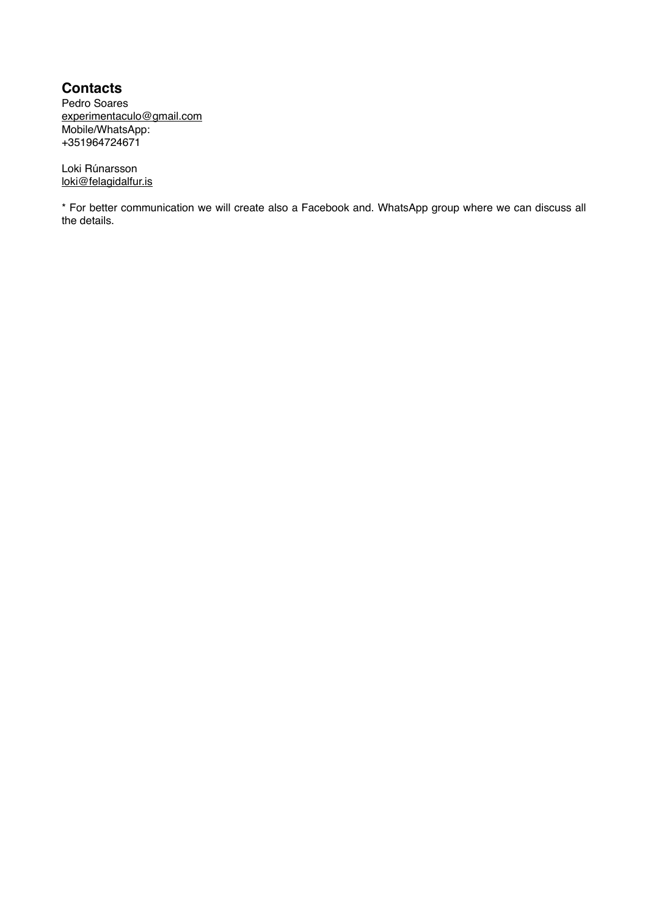## Contacts

Pedro Soares
experimentaculo@gmail.com
Mobile/WhatsApp:
+351964724671

Loki Rúnarsson
loki@felagidalfur.is

* For better communication we will create also a Facebook and. WhatsApp group where we can discuss all the details.